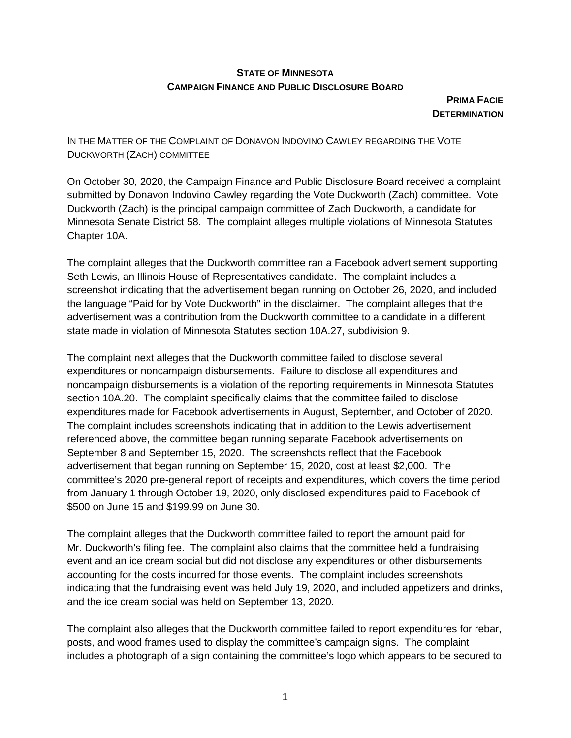**STATE OF MINNESOTA**
**CAMPAIGN FINANCE AND PUBLIC DISCLOSURE BOARD**

**PRIMA FACIE DETERMINATION**

IN THE MATTER OF THE COMPLAINT OF DONAVON INDOVINO CAWLEY REGARDING THE VOTE DUCKWORTH (ZACH) COMMITTEE

On October 30, 2020, the Campaign Finance and Public Disclosure Board received a complaint submitted by Donavon Indovino Cawley regarding the Vote Duckworth (Zach) committee. Vote Duckworth (Zach) is the principal campaign committee of Zach Duckworth, a candidate for Minnesota Senate District 58. The complaint alleges multiple violations of Minnesota Statutes Chapter 10A.

The complaint alleges that the Duckworth committee ran a Facebook advertisement supporting Seth Lewis, an Illinois House of Representatives candidate. The complaint includes a screenshot indicating that the advertisement began running on October 26, 2020, and included the language "Paid for by Vote Duckworth" in the disclaimer. The complaint alleges that the advertisement was a contribution from the Duckworth committee to a candidate in a different state made in violation of Minnesota Statutes section 10A.27, subdivision 9.

The complaint next alleges that the Duckworth committee failed to disclose several expenditures or noncampaign disbursements. Failure to disclose all expenditures and noncampaign disbursements is a violation of the reporting requirements in Minnesota Statutes section 10A.20. The complaint specifically claims that the committee failed to disclose expenditures made for Facebook advertisements in August, September, and October of 2020. The complaint includes screenshots indicating that in addition to the Lewis advertisement referenced above, the committee began running separate Facebook advertisements on September 8 and September 15, 2020. The screenshots reflect that the Facebook advertisement that began running on September 15, 2020, cost at least $2,000. The committee's 2020 pre-general report of receipts and expenditures, which covers the time period from January 1 through October 19, 2020, only disclosed expenditures paid to Facebook of $500 on June 15 and $199.99 on June 30.

The complaint alleges that the Duckworth committee failed to report the amount paid for Mr. Duckworth's filing fee. The complaint also claims that the committee held a fundraising event and an ice cream social but did not disclose any expenditures or other disbursements accounting for the costs incurred for those events. The complaint includes screenshots indicating that the fundraising event was held July 19, 2020, and included appetizers and drinks, and the ice cream social was held on September 13, 2020.

The complaint also alleges that the Duckworth committee failed to report expenditures for rebar, posts, and wood frames used to display the committee's campaign signs. The complaint includes a photograph of a sign containing the committee's logo which appears to be secured to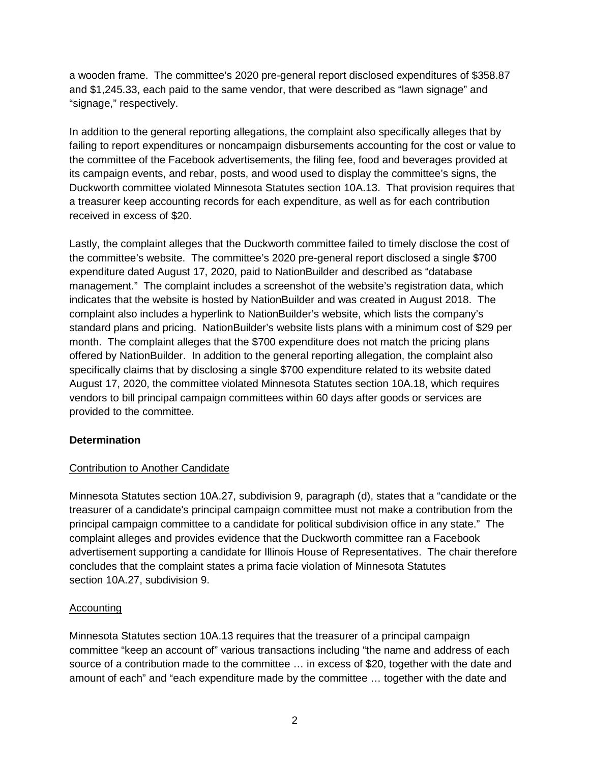a wooden frame. The committee's 2020 pre-general report disclosed expenditures of $358.87 and $1,245.33, each paid to the same vendor, that were described as "lawn signage" and "signage," respectively.

In addition to the general reporting allegations, the complaint also specifically alleges that by failing to report expenditures or noncampaign disbursements accounting for the cost or value to the committee of the Facebook advertisements, the filing fee, food and beverages provided at its campaign events, and rebar, posts, and wood used to display the committee's signs, the Duckworth committee violated Minnesota Statutes section 10A.13. That provision requires that a treasurer keep accounting records for each expenditure, as well as for each contribution received in excess of $20.

Lastly, the complaint alleges that the Duckworth committee failed to timely disclose the cost of the committee's website. The committee's 2020 pre-general report disclosed a single $700 expenditure dated August 17, 2020, paid to NationBuilder and described as "database management." The complaint includes a screenshot of the website's registration data, which indicates that the website is hosted by NationBuilder and was created in August 2018. The complaint also includes a hyperlink to NationBuilder's website, which lists the company's standard plans and pricing. NationBuilder's website lists plans with a minimum cost of $29 per month. The complaint alleges that the $700 expenditure does not match the pricing plans offered by NationBuilder. In addition to the general reporting allegation, the complaint also specifically claims that by disclosing a single $700 expenditure related to its website dated August 17, 2020, the committee violated Minnesota Statutes section 10A.18, which requires vendors to bill principal campaign committees within 60 days after goods or services are provided to the committee.

**Determination**

Contribution to Another Candidate

Minnesota Statutes section 10A.27, subdivision 9, paragraph (d), states that a "candidate or the treasurer of a candidate's principal campaign committee must not make a contribution from the principal campaign committee to a candidate for political subdivision office in any state." The complaint alleges and provides evidence that the Duckworth committee ran a Facebook advertisement supporting a candidate for Illinois House of Representatives. The chair therefore concludes that the complaint states a prima facie violation of Minnesota Statutes section 10A.27, subdivision 9.

Accounting

Minnesota Statutes section 10A.13 requires that the treasurer of a principal campaign committee "keep an account of" various transactions including "the name and address of each source of a contribution made to the committee … in excess of $20, together with the date and amount of each" and "each expenditure made by the committee … together with the date and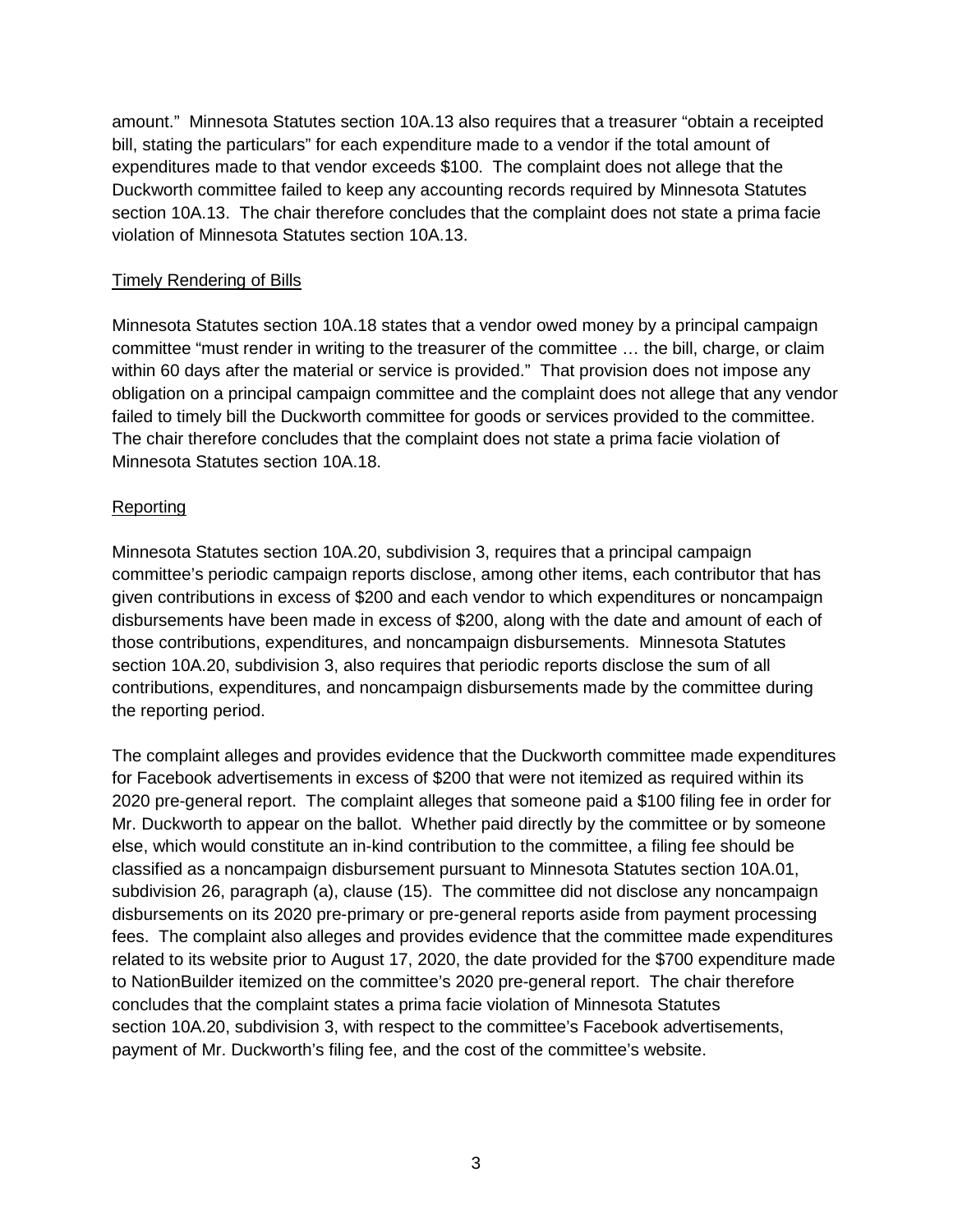amount." Minnesota Statutes section 10A.13 also requires that a treasurer "obtain a receipted bill, stating the particulars" for each expenditure made to a vendor if the total amount of expenditures made to that vendor exceeds $100. The complaint does not allege that the Duckworth committee failed to keep any accounting records required by Minnesota Statutes section 10A.13. The chair therefore concludes that the complaint does not state a prima facie violation of Minnesota Statutes section 10A.13.

<u>Timely Rendering of Bills</u>

Minnesota Statutes section 10A.18 states that a vendor owed money by a principal campaign committee "must render in writing to the treasurer of the committee … the bill, charge, or claim within 60 days after the material or service is provided." That provision does not impose any obligation on a principal campaign committee and the complaint does not allege that any vendor failed to timely bill the Duckworth committee for goods or services provided to the committee. The chair therefore concludes that the complaint does not state a prima facie violation of Minnesota Statutes section 10A.18.

<u>Reporting</u>

Minnesota Statutes section 10A.20, subdivision 3, requires that a principal campaign committee's periodic campaign reports disclose, among other items, each contributor that has given contributions in excess of $200 and each vendor to which expenditures or noncampaign disbursements have been made in excess of $200, along with the date and amount of each of those contributions, expenditures, and noncampaign disbursements. Minnesota Statutes section 10A.20, subdivision 3, also requires that periodic reports disclose the sum of all contributions, expenditures, and noncampaign disbursements made by the committee during the reporting period.

The complaint alleges and provides evidence that the Duckworth committee made expenditures for Facebook advertisements in excess of $200 that were not itemized as required within its 2020 pre-general report. The complaint alleges that someone paid a $100 filing fee in order for Mr. Duckworth to appear on the ballot. Whether paid directly by the committee or by someone else, which would constitute an in-kind contribution to the committee, a filing fee should be classified as a noncampaign disbursement pursuant to Minnesota Statutes section 10A.01, subdivision 26, paragraph (a), clause (15). The committee did not disclose any noncampaign disbursements on its 2020 pre-primary or pre-general reports aside from payment processing fees. The complaint also alleges and provides evidence that the committee made expenditures related to its website prior to August 17, 2020, the date provided for the $700 expenditure made to NationBuilder itemized on the committee's 2020 pre-general report. The chair therefore concludes that the complaint states a prima facie violation of Minnesota Statutes section 10A.20, subdivision 3, with respect to the committee's Facebook advertisements, payment of Mr. Duckworth's filing fee, and the cost of the committee's website.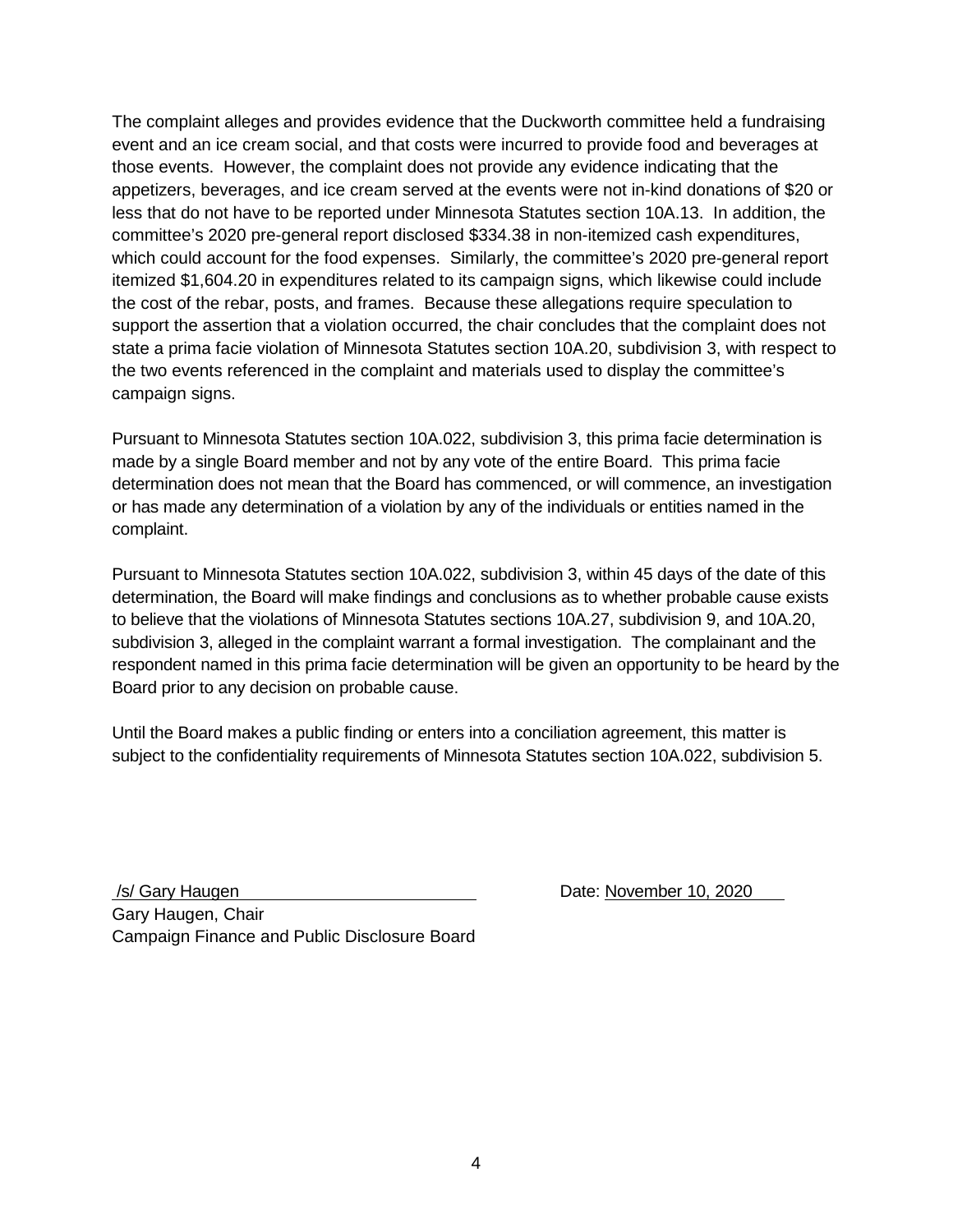The complaint alleges and provides evidence that the Duckworth committee held a fundraising event and an ice cream social, and that costs were incurred to provide food and beverages at those events. However, the complaint does not provide any evidence indicating that the appetizers, beverages, and ice cream served at the events were not in-kind donations of $20 or less that do not have to be reported under Minnesota Statutes section 10A.13. In addition, the committee's 2020 pre-general report disclosed $334.38 in non-itemized cash expenditures, which could account for the food expenses. Similarly, the committee's 2020 pre-general report itemized $1,604.20 in expenditures related to its campaign signs, which likewise could include the cost of the rebar, posts, and frames. Because these allegations require speculation to support the assertion that a violation occurred, the chair concludes that the complaint does not state a prima facie violation of Minnesota Statutes section 10A.20, subdivision 3, with respect to the two events referenced in the complaint and materials used to display the committee's campaign signs.

Pursuant to Minnesota Statutes section 10A.022, subdivision 3, this prima facie determination is made by a single Board member and not by any vote of the entire Board. This prima facie determination does not mean that the Board has commenced, or will commence, an investigation or has made any determination of a violation by any of the individuals or entities named in the complaint.

Pursuant to Minnesota Statutes section 10A.022, subdivision 3, within 45 days of the date of this determination, the Board will make findings and conclusions as to whether probable cause exists to believe that the violations of Minnesota Statutes sections 10A.27, subdivision 9, and 10A.20, subdivision 3, alleged in the complaint warrant a formal investigation. The complainant and the respondent named in this prima facie determination will be given an opportunity to be heard by the Board prior to any decision on probable cause.

Until the Board makes a public finding or enters into a conciliation agreement, this matter is subject to the confidentiality requirements of Minnesota Statutes section 10A.022, subdivision 5.

/s/ Gary Haugen                                        Date: November 10, 2020

Gary Haugen, Chair
Campaign Finance and Public Disclosure Board